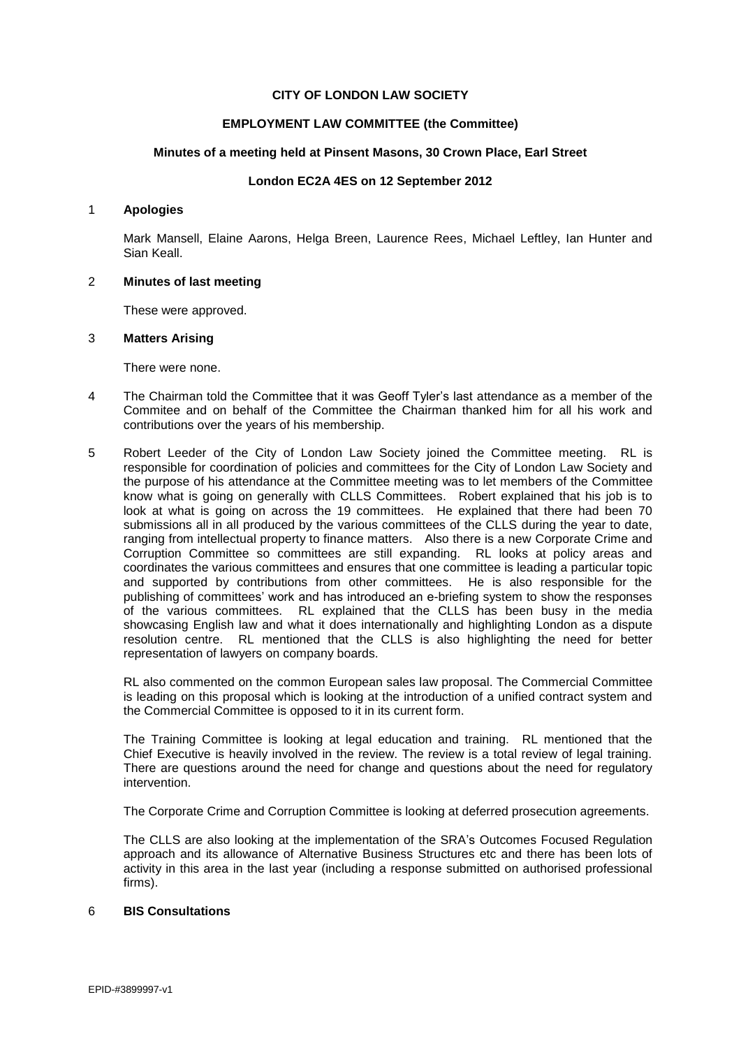**CITY OF LONDON LAW SOCIETY**

**EMPLOYMENT LAW COMMITTEE (the Committee)**

**Minutes of a meeting held at Pinsent Masons, 30 Crown Place, Earl Street**

**London EC2A 4ES on 12 September 2012**

1 **Apologies**

Mark Mansell, Elaine Aarons, Helga Breen, Laurence Rees, Michael Leftley, Ian Hunter and Sian Keall.

2 **Minutes of last meeting**

These were approved.

3 **Matters Arising**

There were none.

4 The Chairman told the Committee that it was Geoff Tyler's last attendance as a member of the Commitee and on behalf of the Committee the Chairman thanked him for all his work and contributions over the years of his membership.

5 Robert Leeder of the City of London Law Society joined the Committee meeting. RL is responsible for coordination of policies and committees for the City of London Law Society and the purpose of his attendance at the Committee meeting was to let members of the Committee know what is going on generally with CLLS Committees. Robert explained that his job is to look at what is going on across the 19 committees. He explained that there had been 70 submissions all in all produced by the various committees of the CLLS during the year to date, ranging from intellectual property to finance matters. Also there is a new Corporate Crime and Corruption Committee so committees are still expanding. RL looks at policy areas and coordinates the various committees and ensures that one committee is leading a particular topic and supported by contributions from other committees. He is also responsible for the publishing of committees' work and has introduced an e-briefing system to show the responses of the various committees. RL explained that the CLLS has been busy in the media showcasing English law and what it does internationally and highlighting London as a dispute resolution centre. RL mentioned that the CLLS is also highlighting the need for better representation of lawyers on company boards.

RL also commented on the common European sales law proposal. The Commercial Committee is leading on this proposal which is looking at the introduction of a unified contract system and the Commercial Committee is opposed to it in its current form.

The Training Committee is looking at legal education and training. RL mentioned that the Chief Executive is heavily involved in the review. The review is a total review of legal training. There are questions around the need for change and questions about the need for regulatory intervention.

The Corporate Crime and Corruption Committee is looking at deferred prosecution agreements.

The CLLS are also looking at the implementation of the SRA's Outcomes Focused Regulation approach and its allowance of Alternative Business Structures etc and there has been lots of activity in this area in the last year (including a response submitted on authorised professional firms).

6 **BIS Consultations**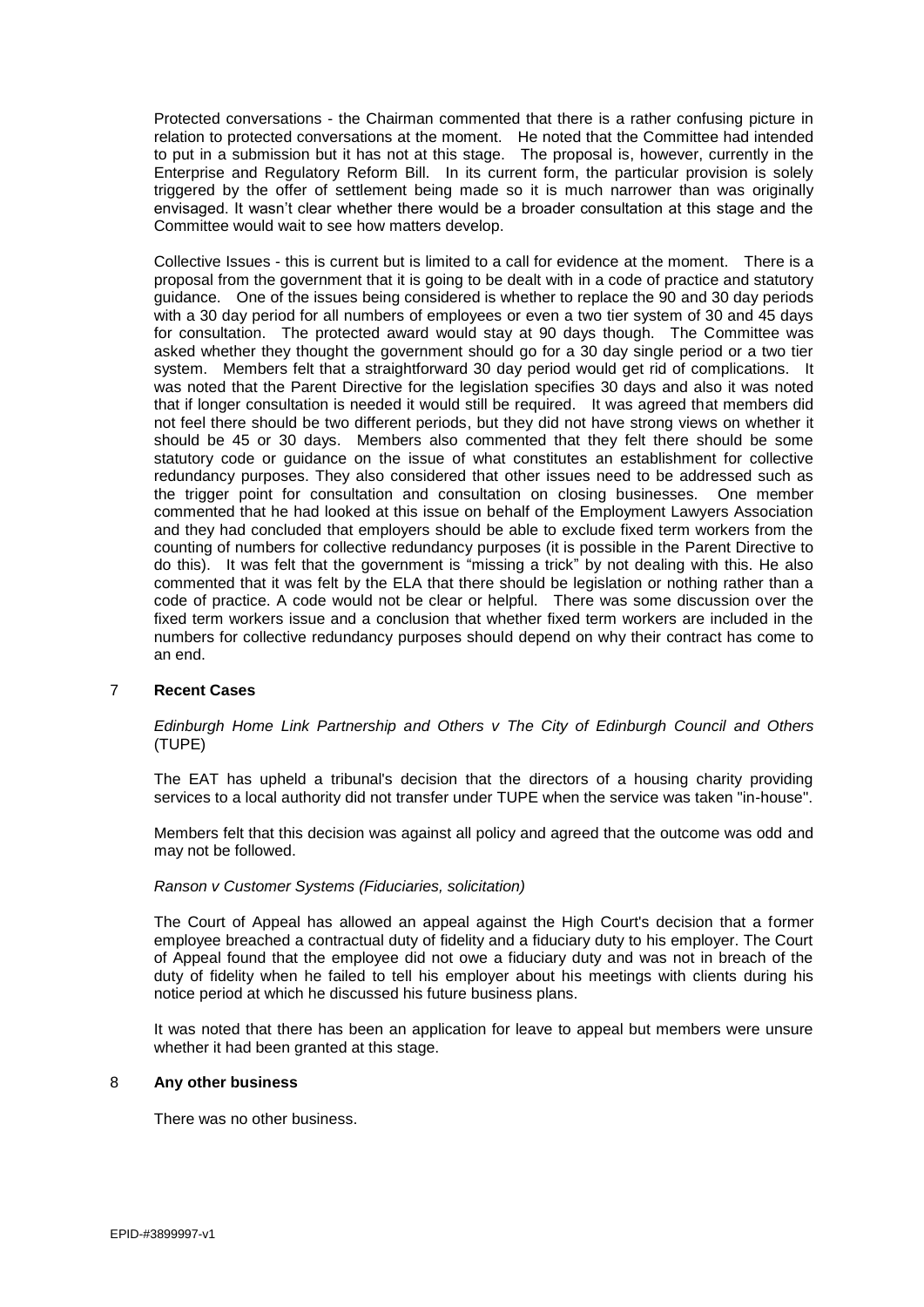Protected conversations - the Chairman commented that there is a rather confusing picture in relation to protected conversations at the moment. He noted that the Committee had intended to put in a submission but it has not at this stage. The proposal is, however, currently in the Enterprise and Regulatory Reform Bill. In its current form, the particular provision is solely triggered by the offer of settlement being made so it is much narrower than was originally envisaged. It wasn't clear whether there would be a broader consultation at this stage and the Committee would wait to see how matters develop.

Collective Issues - this is current but is limited to a call for evidence at the moment. There is a proposal from the government that it is going to be dealt with in a code of practice and statutory guidance. One of the issues being considered is whether to replace the 90 and 30 day periods with a 30 day period for all numbers of employees or even a two tier system of 30 and 45 days for consultation. The protected award would stay at 90 days though. The Committee was asked whether they thought the government should go for a 30 day single period or a two tier system. Members felt that a straightforward 30 day period would get rid of complications. It was noted that the Parent Directive for the legislation specifies 30 days and also it was noted that if longer consultation is needed it would still be required. It was agreed that members did not feel there should be two different periods, but they did not have strong views on whether it should be 45 or 30 days. Members also commented that they felt there should be some statutory code or guidance on the issue of what constitutes an establishment for collective redundancy purposes. They also considered that other issues need to be addressed such as the trigger point for consultation and consultation on closing businesses. One member commented that he had looked at this issue on behalf of the Employment Lawyers Association and they had concluded that employers should be able to exclude fixed term workers from the counting of numbers for collective redundancy purposes (it is possible in the Parent Directive to do this). It was felt that the government is "missing a trick" by not dealing with this. He also commented that it was felt by the ELA that there should be legislation or nothing rather than a code of practice. A code would not be clear or helpful. There was some discussion over the fixed term workers issue and a conclusion that whether fixed term workers are included in the numbers for collective redundancy purposes should depend on why their contract has come to an end.

## 7 Recent Cases

*Edinburgh Home Link Partnership and Others v The City of Edinburgh Council and Others* (TUPE)

The EAT has upheld a tribunal's decision that the directors of a housing charity providing services to a local authority did not transfer under TUPE when the service was taken "in-house".

Members felt that this decision was against all policy and agreed that the outcome was odd and may not be followed.

*Ranson v Customer Systems (Fiduciaries, solicitation)*

The Court of Appeal has allowed an appeal against the High Court's decision that a former employee breached a contractual duty of fidelity and a fiduciary duty to his employer. The Court of Appeal found that the employee did not owe a fiduciary duty and was not in breach of the duty of fidelity when he failed to tell his employer about his meetings with clients during his notice period at which he discussed his future business plans.

It was noted that there has been an application for leave to appeal but members were unsure whether it had been granted at this stage.

## 8 Any other business

There was no other business.

EPID-#3899997-v1